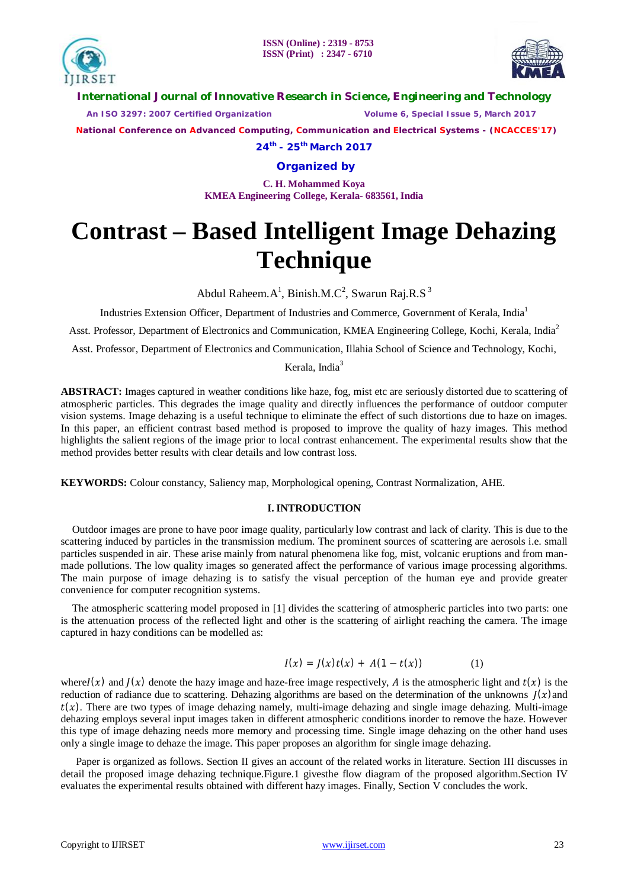# Contrast – Based Intelligent Image Dehazing Technique

Abdul Raheem.A[1], Binish.M.C[2], Swarun Raj.R.S[3]

Industries Extension Officer, Department of Industries and Commerce, Government of Kerala, India[1]

Asst. Professor, Department of Electronics and Communication, KMEA Engineering College, Kochi, Kerala, India[2]

Asst. Professor, Department of Electronics and Communication, Illahia School of Science and Technology, Kochi, Kerala, India[3]

**ABSTRACT:** Images captured in weather conditions like haze, fog, mist etc are seriously distorted due to scattering of atmospheric particles. This degrades the image quality and directly influences the performance of outdoor computer vision systems. Image dehazing is a useful technique to eliminate the effect of such distortions due to haze on images. In this paper, an efficient contrast based method is proposed to improve the quality of hazy images. This method highlights the salient regions of the image prior to local contrast enhancement. The experimental results show that the method provides better results with clear details and low contrast loss.

**KEYWORDS:** Colour constancy, Saliency map, Morphological opening, Contrast Normalization, AHE.

## I. INTRODUCTION

Outdoor images are prone to have poor image quality, particularly low contrast and lack of clarity. This is due to the scattering induced by particles in the transmission medium. The prominent sources of scattering are aerosols i.e. small particles suspended in air. These arise mainly from natural phenomena like fog, mist, volcanic eruptions and from man-made pollutions. The low quality images so generated affect the performance of various image processing algorithms. The main purpose of image dehazing is to satisfy the visual perception of the human eye and provide greater convenience for computer recognition systems.

The atmospheric scattering model proposed in [1] divides the scattering of atmospheric particles into two parts: one is the attenuation process of the reflected light and other is the scattering of airlight reaching the camera. The image captured in hazy conditions can be modelled as:

$$I(x) = J(x)t(x) + A(1 - t(x)) \qquad (1)$$

where $I(x)$ and $J(x)$ denote the hazy image and haze-free image respectively, $A$ is the atmospheric light and $t(x)$ is the reduction of radiance due to scattering. Dehazing algorithms are based on the determination of the unknowns $J(x)$ and $t(x)$. There are two types of image dehazing namely, multi-image dehazing and single image dehazing. Multi-image dehazing employs several input images taken in different atmospheric conditions inorder to remove the haze. However this type of image dehazing needs more memory and processing time. Single image dehazing on the other hand uses only a single image to dehaze the image. This paper proposes an algorithm for single image dehazing.

Paper is organized as follows. Section II gives an account of the related works in literature. Section III discusses in detail the proposed image dehazing technique.Figure.1 givesthe flow diagram of the proposed algorithm.Section IV evaluates the experimental results obtained with different hazy images. Finally, Section V concludes the work.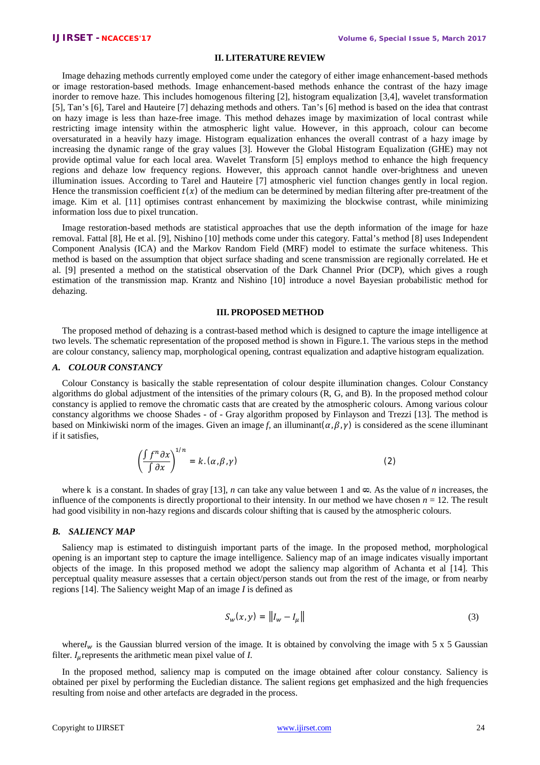## II. LITERATURE REVIEW

Image dehazing methods currently employed come under the category of either image enhancement-based methods or image restoration-based methods. Image enhancement-based methods enhance the contrast of the hazy image inorder to remove haze. This includes homogenous filtering [2], histogram equalization [3,4], wavelet transformation [5], Tan's [6], Tarel and Hauteire [7] dehazing methods and others. Tan's [6] method is based on the idea that contrast on hazy image is less than haze-free image. This method dehazes image by maximization of local contrast while restricting image intensity within the atmospheric light value. However, in this approach, colour can become oversaturated in a heavily hazy image. Histogram equalization enhances the overall contrast of a hazy image by increasing the dynamic range of the gray values [3]. However the Global Histogram Equalization (GHE) may not provide optimal value for each local area. Wavelet Transform [5] employs method to enhance the high frequency regions and dehaze low frequency regions. However, this approach cannot handle over-brightness and uneven illumination issues. According to Tarel and Hauteire [7] atmospheric viel function changes gently in local region. Hence the transmission coefficient $t(x)$ of the medium can be determined by median filtering after pre-treatment of the image. Kim et al. [11] optimises contrast enhancement by maximizing the blockwise contrast, while minimizing information loss due to pixel truncation.

Image restoration-based methods are statistical approaches that use the depth information of the image for haze removal. Fattal [8], He et al. [9], Nishino [10] methods come under this category. Fattal's method [8] uses Independent Component Analysis (ICA) and the Markov Random Field (MRF) model to estimate the surface whiteness. This method is based on the assumption that object surface shading and scene transmission are regionally correlated. He et al. [9] presented a method on the statistical observation of the Dark Channel Prior (DCP), which gives a rough estimation of the transmission map. Krantz and Nishino [10] introduce a novel Bayesian probabilistic method for dehazing.

## III. PROPOSED METHOD

The proposed method of dehazing is a contrast-based method which is designed to capture the image intelligence at two levels. The schematic representation of the proposed method is shown in Figure.1. The various steps in the method are colour constancy, saliency map, morphological opening, contrast equalization and adaptive histogram equalization.

### *A. COLOUR CONSTANCY*

Colour Constancy is basically the stable representation of colour despite illumination changes. Colour Constancy algorithms do global adjustment of the intensities of the primary colours (R, G, and B). In the proposed method colour constancy is applied to remove the chromatic casts that are created by the atmospheric colours. Among various colour constancy algorithms we choose Shades - of - Gray algorithm proposed by Finlayson and Trezzi [13]. The method is based on Minkiwiski norm of the images. Given an image *f*, an illuminant$(\alpha,\beta,\gamma)$ is considered as the scene illuminant if it satisfies,

$$\left(\frac{\int f^n \partial x}{\int \partial x}\right)^{1/n} = k.(\alpha,\beta,\gamma) \tag{2}$$

where k is a constant. In shades of gray [13], *n* can take any value between 1 and $\infty$. As the value of *n* increases, the influence of the components is directly proportional to their intensity. In our method we have chosen $n = 12$. The result had good visibility in non-hazy regions and discards colour shifting that is caused by the atmospheric colours.

### *B. SALIENCY MAP*

Saliency map is estimated to distinguish important parts of the image. In the proposed method, morphological opening is an important step to capture the image intelligence. Saliency map of an image indicates visually important objects of the image. In this proposed method we adopt the saliency map algorithm of Achanta et al [14]. This perceptual quality measure assesses that a certain object/person stands out from the rest of the image, or from nearby regions [14]. The Saliency weight Map of an image *I* is defined as

$$S_w(x,y) = \left\| I_w - I_\mu \right\| \tag{3}$$

where$I_w$ is the Gaussian blurred version of the image. It is obtained by convolving the image with 5 x 5 Gaussian filter. $I_\mu$represents the arithmetic mean pixel value of *I*.

In the proposed method, saliency map is computed on the image obtained after colour constancy. Saliency is obtained per pixel by performing the Eucledian distance. The salient regions get emphasized and the high frequencies resulting from noise and other artefacts are degraded in the process.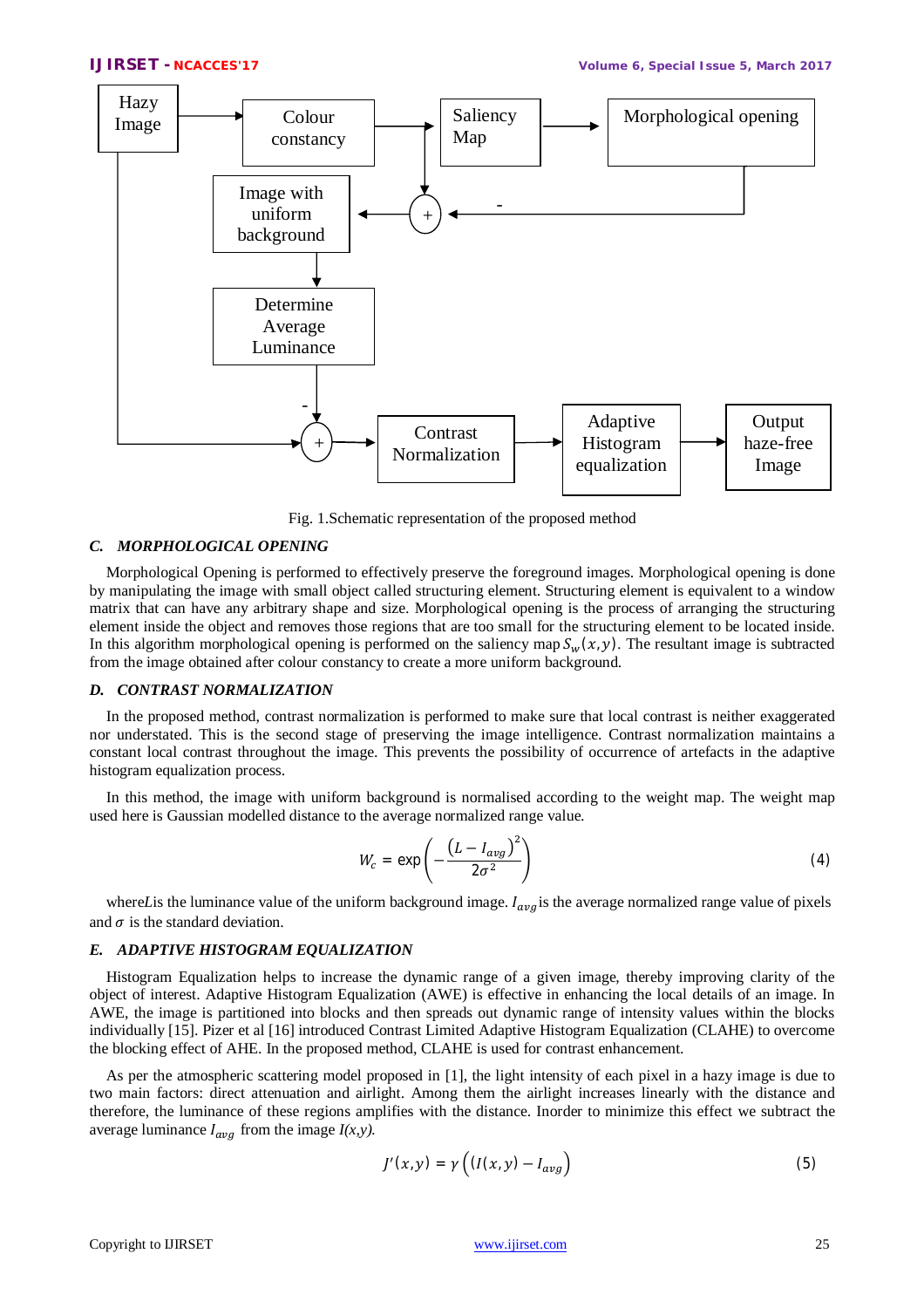Fig. 1.Schematic representation of the proposed method

### C. MORPHOLOGICAL OPENING

Morphological Opening is performed to effectively preserve the foreground images. Morphological opening is done by manipulating the image with small object called structuring element. Structuring element is equivalent to a window matrix that can have any arbitrary shape and size. Morphological opening is the process of arranging the structuring element inside the object and removes those regions that are too small for the structuring element to be located inside. In this algorithm morphological opening is performed on the saliency map $S_w(x,y)$. The resultant image is subtracted from the image obtained after colour constancy to create a more uniform background.

### D. CONTRAST NORMALIZATION

In the proposed method, contrast normalization is performed to make sure that local contrast is neither exaggerated nor understated. This is the second stage of preserving the image intelligence. Contrast normalization maintains a constant local contrast throughout the image. This prevents the possibility of occurrence of artefacts in the adaptive histogram equalization process.

In this method, the image with uniform background is normalised according to the weight map. The weight map used here is Gaussian modelled distance to the average normalized range value.

$$W_c = \exp\left(-\frac{(L - I_{avg})^2}{2\sigma^2}\right) \tag{4}$$

where $L$ is the luminance value of the uniform background image. $I_{avg}$ is the average normalized range value of pixels and $\sigma$ is the standard deviation.

### E. ADAPTIVE HISTOGRAM EQUALIZATION

Histogram Equalization helps to increase the dynamic range of a given image, thereby improving clarity of the object of interest. Adaptive Histogram Equalization (AWE) is effective in enhancing the local details of an image. In AWE, the image is partitioned into blocks and then spreads out dynamic range of intensity values within the blocks individually [15]. Pizer et al [16] introduced Contrast Limited Adaptive Histogram Equalization (CLAHE) to overcome the blocking effect of AHE. In the proposed method, CLAHE is used for contrast enhancement.

As per the atmospheric scattering model proposed in [1], the light intensity of each pixel in a hazy image is due to two main factors: direct attenuation and airlight. Among them the airlight increases linearly with the distance and therefore, the luminance of these regions amplifies with the distance. Inorder to minimize this effect we subtract the average luminance $I_{avg}$ from the image $I(x,y)$.

$$J'(x,y) = \gamma\left((I(x,y) - I_{avg}\right) \tag{5}$$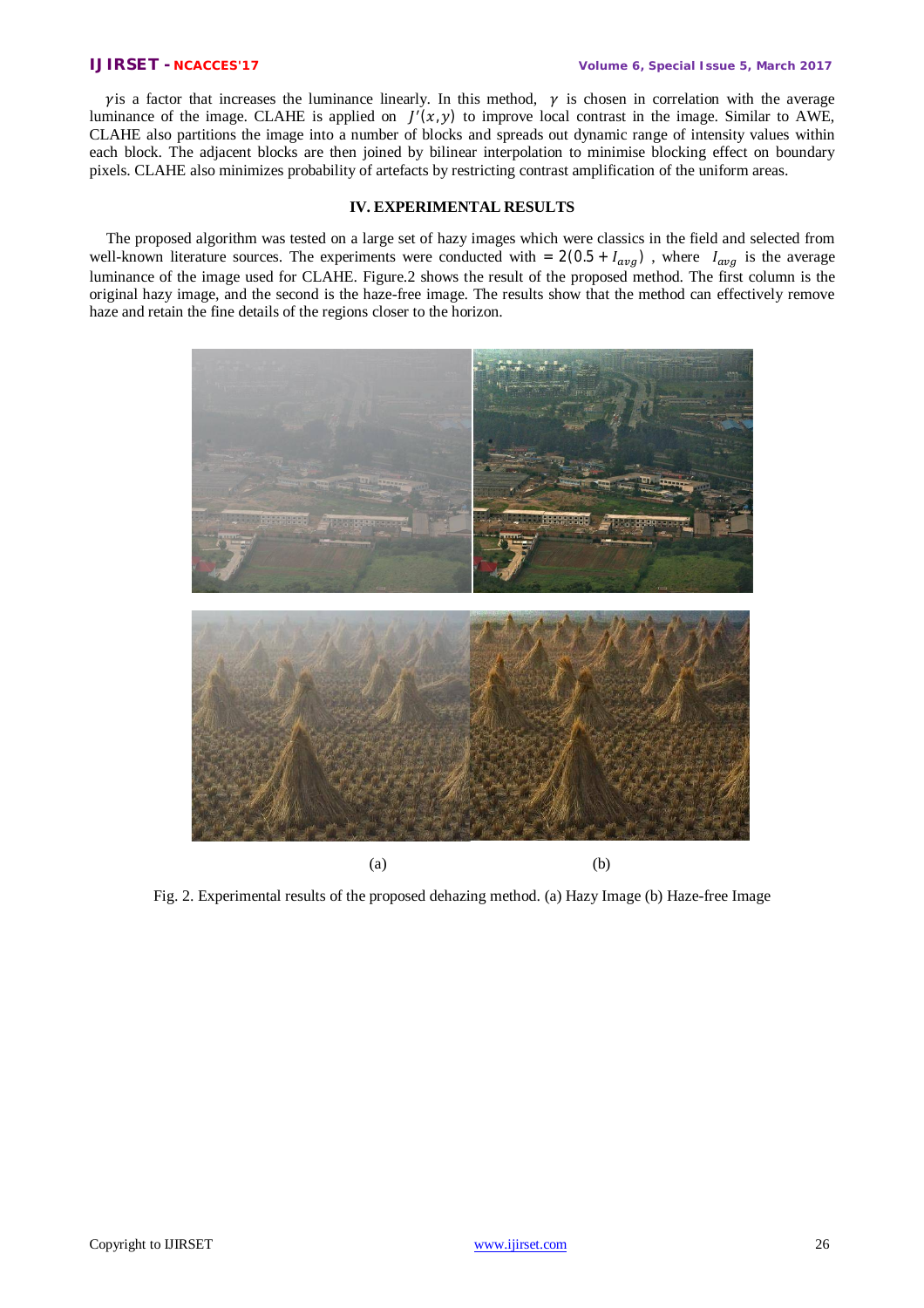$\gamma$ is a factor that increases the luminance linearly. In this method, $\gamma$ is chosen in correlation with the average luminance of the image. CLAHE is applied on $J'(x, y)$ to improve local contrast in the image. Similar to AWE, CLAHE also partitions the image into a number of blocks and spreads out dynamic range of intensity values within each block. The adjacent blocks are then joined by bilinear interpolation to minimise blocking effect on boundary pixels. CLAHE also minimizes probability of artefacts by restricting contrast amplification of the uniform areas.

## IV. EXPERIMENTAL RESULTS

The proposed algorithm was tested on a large set of hazy images which were classics in the field and selected from well-known literature sources. The experiments were conducted with $= 2(0.5 + I_{avg})$ , where $I_{avg}$ is the average luminance of the image used for CLAHE. Figure.2 shows the result of the proposed method. The first column is the original hazy image, and the second is the haze-free image. The results show that the method can effectively remove haze and retain the fine details of the regions closer to the horizon.

(a) (b)

Fig. 2. Experimental results of the proposed dehazing method. (a) Hazy Image (b) Haze-free Image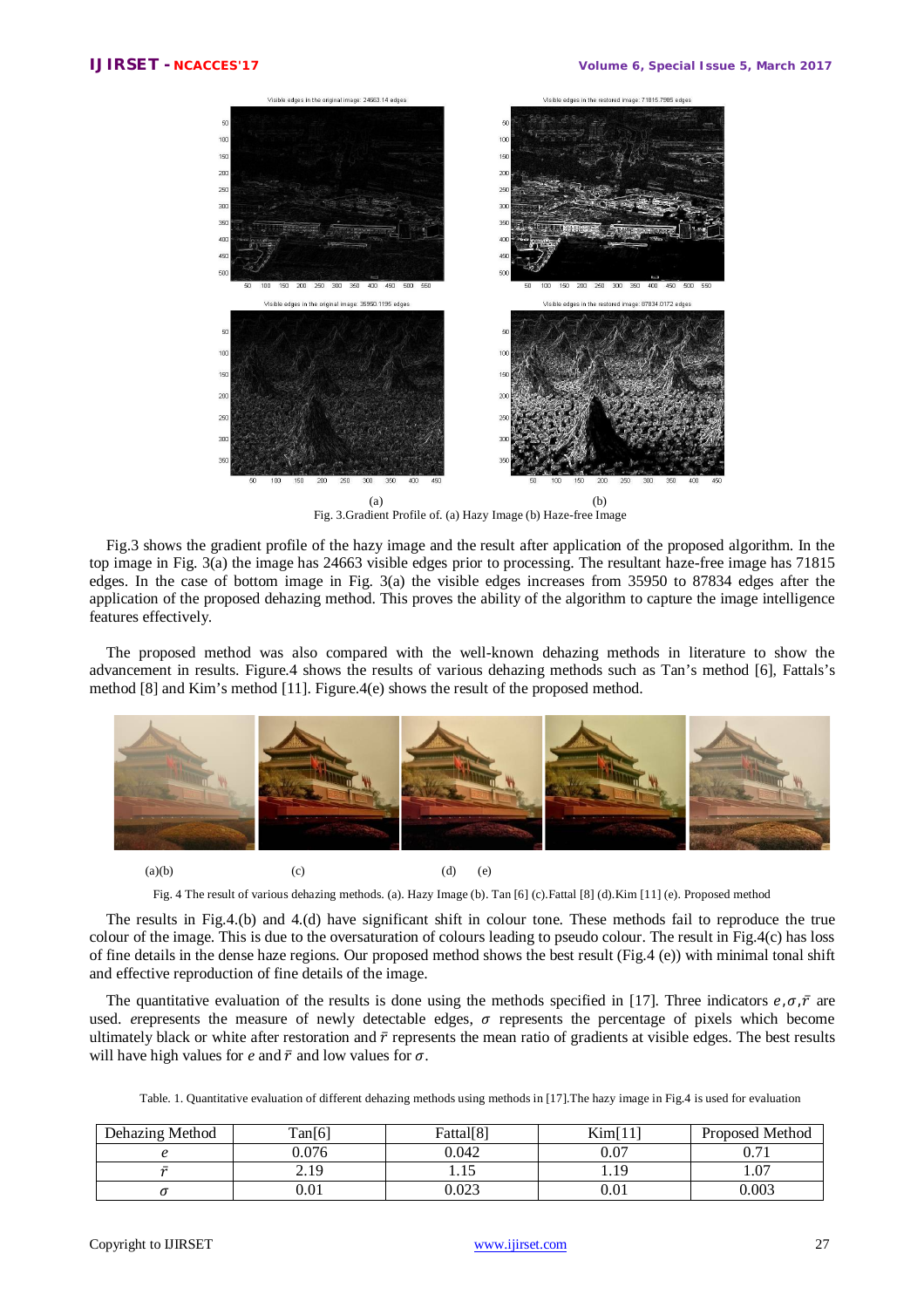Fig. 3.Gradient Profile of. (a) Hazy Image (b) Haze-free Image

Fig.3 shows the gradient profile of the hazy image and the result after application of the proposed algorithm. In the top image in Fig. 3(a) the image has 24663 visible edges prior to processing. The resultant haze-free image has 71815 edges. In the case of bottom image in Fig. 3(a) the visible edges increases from 35950 to 87834 edges after the application of the proposed dehazing method. This proves the ability of the algorithm to capture the image intelligence features effectively.

The proposed method was also compared with the well-known dehazing methods in literature to show the advancement in results. Figure.4 shows the results of various dehazing methods such as Tan's method [6], Fattals's method [8] and Kim's method [11]. Figure.4(e) shows the result of the proposed method.

(a)(b) (c) (d) (e)

Fig. 4 The result of various dehazing methods. (a). Hazy Image (b). Tan [6] (c).Fattal [8] (d).Kim [11] (e). Proposed method

The results in Fig.4.(b) and 4.(d) have significant shift in colour tone. These methods fail to reproduce the true colour of the image. This is due to the oversaturation of colours leading to pseudo colour. The result in Fig.4(c) has loss of fine details in the dense haze regions. Our proposed method shows the best result (Fig.4 (e)) with minimal tonal shift and effective reproduction of fine details of the image.

The quantitative evaluation of the results is done using the methods specified in [17]. Three indicators $e$,$\sigma$,$\bar{r}$ are used. $e$represents the measure of newly detectable edges, $\sigma$ represents the percentage of pixels which become ultimately black or white after restoration and $\bar{r}$ represents the mean ratio of gradients at visible edges. The best results will have high values for $e$ and $\bar{r}$ and low values for $\sigma$.

Table. 1. Quantitative evaluation of different dehazing methods using methods in [17].The hazy image in Fig.4 is used for evaluation

| Dehazing Method | Tan[6] | Fattal[8] | Kim[11] | Proposed Method |
|---|---|---|---|---|
| $e$ | 0.076 | 0.042 | 0.07 | 0.71 |
| $\bar{r}$ | 2.19 | 1.15 | 1.19 | 1.07 |
| $\sigma$ | 0.01 | 0.023 | 0.01 | 0.003 |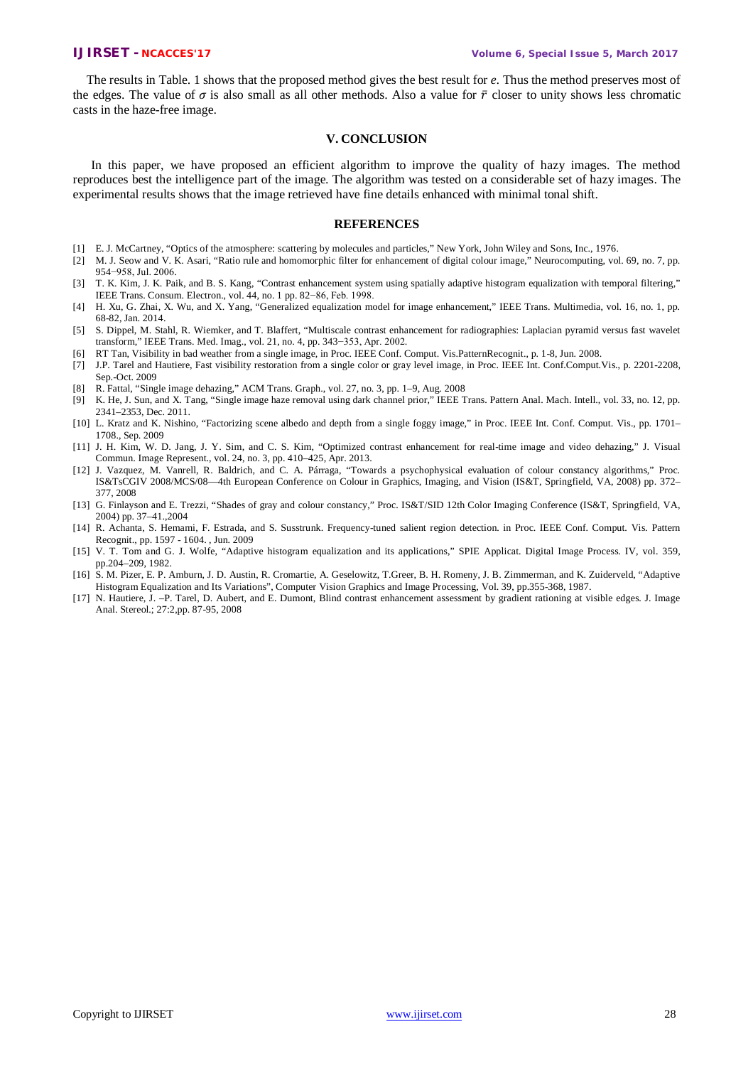The results in Table. 1 shows that the proposed method gives the best result for *e*. Thus the method preserves most of the edges. The value of $\sigma$ is also small as all other methods. Also a value for $\bar{r}$ closer to unity shows less chromatic casts in the haze-free image.

## V. CONCLUSION

In this paper, we have proposed an efficient algorithm to improve the quality of hazy images. The method reproduces best the intelligence part of the image. The algorithm was tested on a considerable set of hazy images. The experimental results shows that the image retrieved have fine details enhanced with minimal tonal shift.

## REFERENCES

[1] E. J. McCartney, "Optics of the atmosphere: scattering by molecules and particles," New York, John Wiley and Sons, Inc., 1976.

[2] M. J. Seow and V. K. Asari, "Ratio rule and homomorphic filter for enhancement of digital colour image," Neurocomputing, vol. 69, no. 7, pp. 954−958, Jul. 2006.

[3] T. K. Kim, J. K. Paik, and B. S. Kang, "Contrast enhancement system using spatially adaptive histogram equalization with temporal filtering," IEEE Trans. Consum. Electron., vol. 44, no. 1 pp. 82−86, Feb. 1998.

[4] H. Xu, G. Zhai, X. Wu, and X. Yang, "Generalized equalization model for image enhancement," IEEE Trans. Multimedia, vol. 16, no. 1, pp. 68-82, Jan. 2014.

[5] S. Dippel, M. Stahl, R. Wiemker, and T. Blaffert, "Multiscale contrast enhancement for radiographies: Laplacian pyramid versus fast wavelet transform," IEEE Trans. Med. Imag., vol. 21, no. 4, pp. 343−353, Apr. 2002.

[6] RT Tan, Visibility in bad weather from a single image, in Proc. IEEE Conf. Comput. Vis.PatternRecognit., p. 1-8, Jun. 2008.

[7] J.P. Tarel and Hautiere, Fast visibility restoration from a single color or gray level image, in Proc. IEEE Int. Conf.Comput.Vis., p. 2201-2208, Sep.-Oct. 2009

[8] R. Fattal, "Single image dehazing," ACM Trans. Graph., vol. 27, no. 3, pp. 1–9, Aug. 2008

[9] K. He, J. Sun, and X. Tang, "Single image haze removal using dark channel prior," IEEE Trans. Pattern Anal. Mach. Intell., vol. 33, no. 12, pp. 2341–2353, Dec. 2011.

[10] L. Kratz and K. Nishino, "Factorizing scene albedo and depth from a single foggy image," in Proc. IEEE Int. Conf. Comput. Vis., pp. 1701–1708., Sep. 2009

[11] J. H. Kim, W. D. Jang, J. Y. Sim, and C. S. Kim, "Optimized contrast enhancement for real-time image and video dehazing," J. Visual Commun. Image Represent., vol. 24, no. 3, pp. 410–425, Apr. 2013.

[12] J. Vazquez, M. Vanrell, R. Baldrich, and C. A. Párraga, "Towards a psychophysical evaluation of colour constancy algorithms," Proc. IS&TsCGIV 2008/MCS/08—4th European Conference on Colour in Graphics, Imaging, and Vision (IS&T, Springfield, VA, 2008) pp. 372–377, 2008

[13] G. Finlayson and E. Trezzi, "Shades of gray and colour constancy," Proc. IS&T/SID 12th Color Imaging Conference (IS&T, Springfield, VA, 2004) pp. 37–41.,2004

[14] R. Achanta, S. Hemami, F. Estrada, and S. Susstrunk. Frequency-tuned salient region detection. in Proc. IEEE Conf. Comput. Vis. Pattern Recognit., pp. 1597 - 1604. , Jun. 2009

[15] V. T. Tom and G. J. Wolfe, "Adaptive histogram equalization and its applications," SPIE Applicat. Digital Image Process. IV, vol. 359, pp.204–209, 1982.

[16] S. M. Pizer, E. P. Amburn, J. D. Austin, R. Cromartie, A. Geselowitz, T.Greer, B. H. Romeny, J. B. Zimmerman, and K. Zuiderveld, "Adaptive Histogram Equalization and Its Variations", Computer Vision Graphics and Image Processing, Vol. 39, pp.355-368, 1987.

[17] N. Hautiere, J. –P. Tarel, D. Aubert, and E. Dumont, Blind contrast enhancement assessment by gradient rationing at visible edges. J. Image Anal. Stereol.; 27:2,pp. 87-95, 2008